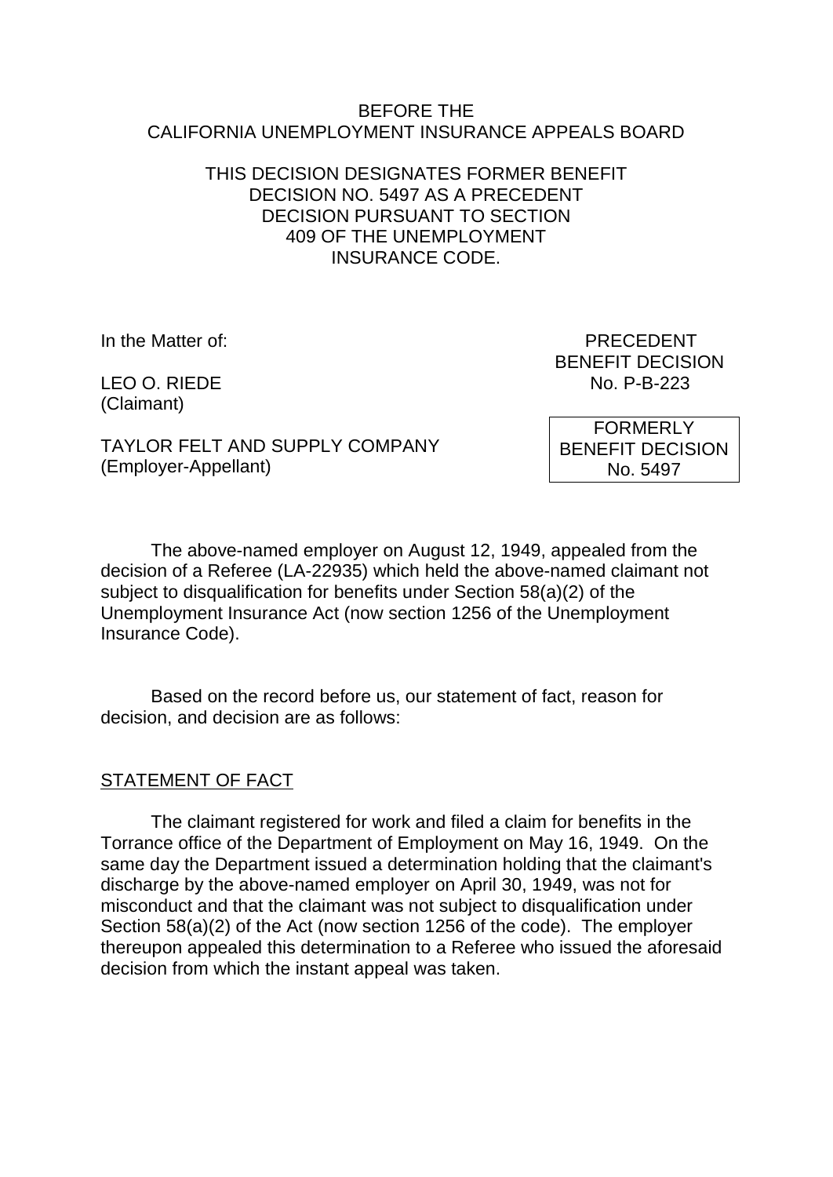BEFORE THE
CALIFORNIA UNEMPLOYMENT INSURANCE APPEALS BOARD

THIS DECISION DESIGNATES FORMER BENEFIT DECISION NO. 5497 AS A PRECEDENT DECISION PURSUANT TO SECTION 409 OF THE UNEMPLOYMENT INSURANCE CODE.

In the Matter of:

LEO O. RIEDE
(Claimant)

TAYLOR FELT AND SUPPLY COMPANY
(Employer-Appellant)

PRECEDENT
BENEFIT DECISION
No. P-B-223

FORMERLY
BENEFIT DECISION
No. 5497

The above-named employer on August 12, 1949, appealed from the decision of a Referee (LA-22935) which held the above-named claimant not subject to disqualification for benefits under Section 58(a)(2) of the Unemployment Insurance Act (now section 1256 of the Unemployment Insurance Code).

Based on the record before us, our statement of fact, reason for decision, and decision are as follows:

## STATEMENT OF FACT

The claimant registered for work and filed a claim for benefits in the Torrance office of the Department of Employment on May 16, 1949. On the same day the Department issued a determination holding that the claimant's discharge by the above-named employer on April 30, 1949, was not for misconduct and that the claimant was not subject to disqualification under Section 58(a)(2) of the Act (now section 1256 of the code). The employer thereupon appealed this determination to a Referee who issued the aforesaid decision from which the instant appeal was taken.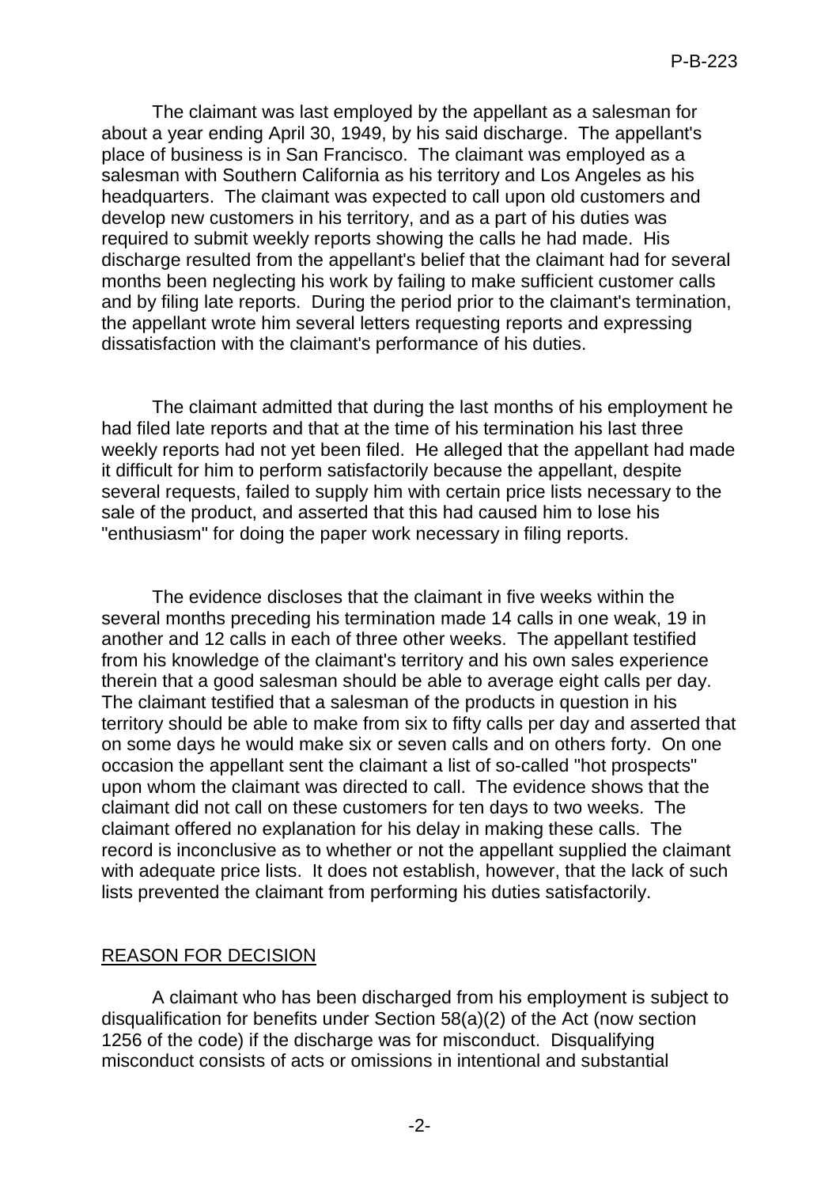The claimant was last employed by the appellant as a salesman for about a year ending April 30, 1949, by his said discharge. The appellant's place of business is in San Francisco. The claimant was employed as a salesman with Southern California as his territory and Los Angeles as his headquarters. The claimant was expected to call upon old customers and develop new customers in his territory, and as a part of his duties was required to submit weekly reports showing the calls he had made. His discharge resulted from the appellant's belief that the claimant had for several months been neglecting his work by failing to make sufficient customer calls and by filing late reports. During the period prior to the claimant's termination, the appellant wrote him several letters requesting reports and expressing dissatisfaction with the claimant's performance of his duties.

The claimant admitted that during the last months of his employment he had filed late reports and that at the time of his termination his last three weekly reports had not yet been filed. He alleged that the appellant had made it difficult for him to perform satisfactorily because the appellant, despite several requests, failed to supply him with certain price lists necessary to the sale of the product, and asserted that this had caused him to lose his "enthusiasm" for doing the paper work necessary in filing reports.

The evidence discloses that the claimant in five weeks within the several months preceding his termination made 14 calls in one weak, 19 in another and 12 calls in each of three other weeks. The appellant testified from his knowledge of the claimant's territory and his own sales experience therein that a good salesman should be able to average eight calls per day. The claimant testified that a salesman of the products in question in his territory should be able to make from six to fifty calls per day and asserted that on some days he would make six or seven calls and on others forty. On one occasion the appellant sent the claimant a list of so-called "hot prospects" upon whom the claimant was directed to call. The evidence shows that the claimant did not call on these customers for ten days to two weeks. The claimant offered no explanation for his delay in making these calls. The record is inconclusive as to whether or not the appellant supplied the claimant with adequate price lists. It does not establish, however, that the lack of such lists prevented the claimant from performing his duties satisfactorily.

## REASON FOR DECISION

A claimant who has been discharged from his employment is subject to disqualification for benefits under Section 58(a)(2) of the Act (now section 1256 of the code) if the discharge was for misconduct. Disqualifying misconduct consists of acts or omissions in intentional and substantial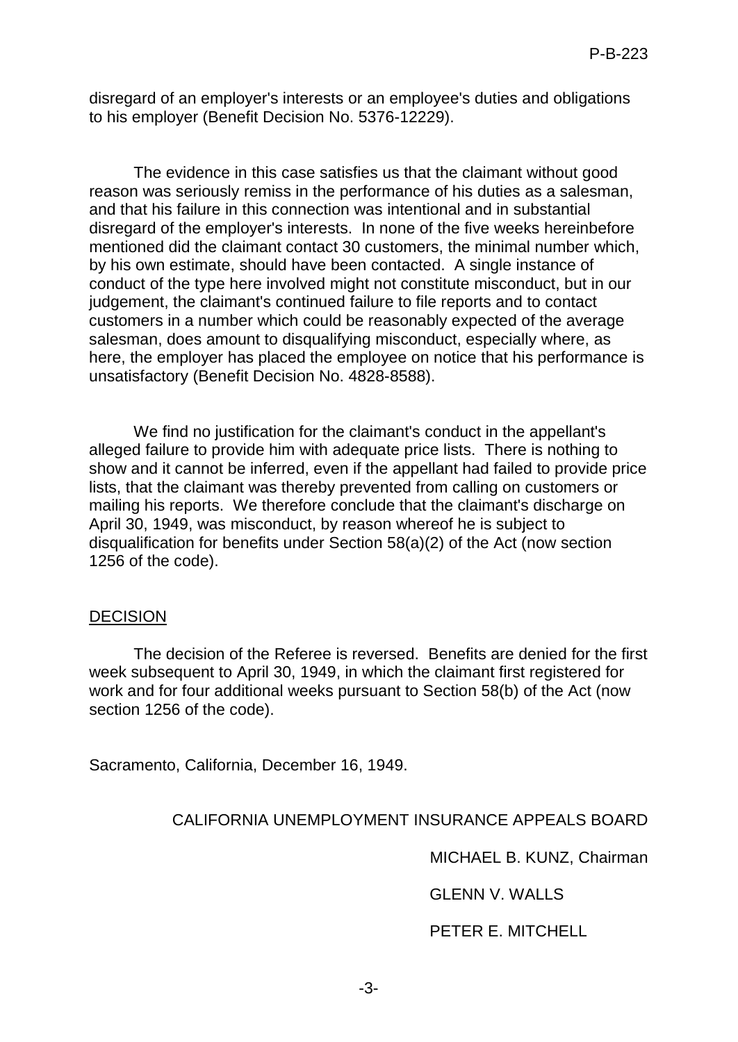disregard of an employer's interests or an employee's duties and obligations to his employer (Benefit Decision No. 5376-12229).

The evidence in this case satisfies us that the claimant without good reason was seriously remiss in the performance of his duties as a salesman, and that his failure in this connection was intentional and in substantial disregard of the employer's interests. In none of the five weeks hereinbefore mentioned did the claimant contact 30 customers, the minimal number which, by his own estimate, should have been contacted. A single instance of conduct of the type here involved might not constitute misconduct, but in our judgement, the claimant's continued failure to file reports and to contact customers in a number which could be reasonably expected of the average salesman, does amount to disqualifying misconduct, especially where, as here, the employer has placed the employee on notice that his performance is unsatisfactory (Benefit Decision No. 4828-8588).

We find no justification for the claimant's conduct in the appellant's alleged failure to provide him with adequate price lists. There is nothing to show and it cannot be inferred, even if the appellant had failed to provide price lists, that the claimant was thereby prevented from calling on customers or mailing his reports. We therefore conclude that the claimant's discharge on April 30, 1949, was misconduct, by reason whereof he is subject to disqualification for benefits under Section 58(a)(2) of the Act (now section 1256 of the code).

## DECISION

The decision of the Referee is reversed. Benefits are denied for the first week subsequent to April 30, 1949, in which the claimant first registered for work and for four additional weeks pursuant to Section 58(b) of the Act (now section 1256 of the code).

Sacramento, California, December 16, 1949.

CALIFORNIA UNEMPLOYMENT INSURANCE APPEALS BOARD

MICHAEL B. KUNZ, Chairman

GLENN V. WALLS

PETER E. MITCHELL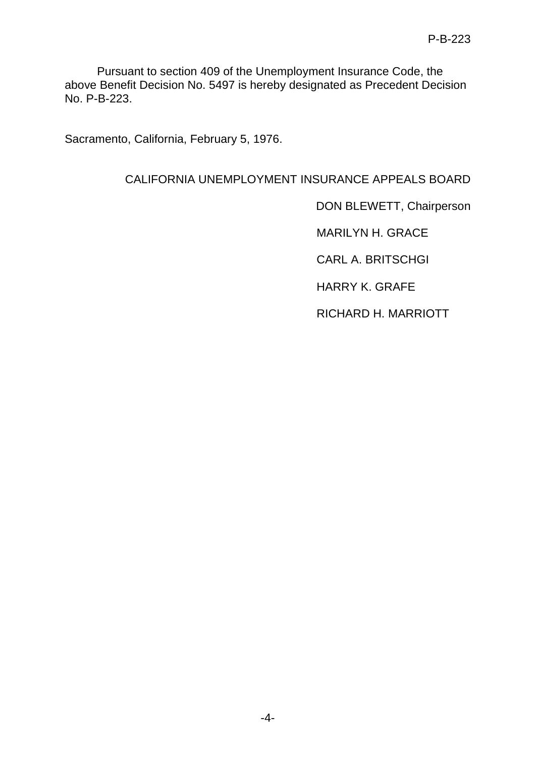Pursuant to section 409 of the Unemployment Insurance Code, the above Benefit Decision No. 5497 is hereby designated as Precedent Decision No. P-B-223.

Sacramento, California, February 5, 1976.

CALIFORNIA UNEMPLOYMENT INSURANCE APPEALS BOARD

DON BLEWETT, Chairperson

MARILYN H. GRACE

CARL A. BRITSCHGI

HARRY K. GRAFE

RICHARD H. MARRIOTT